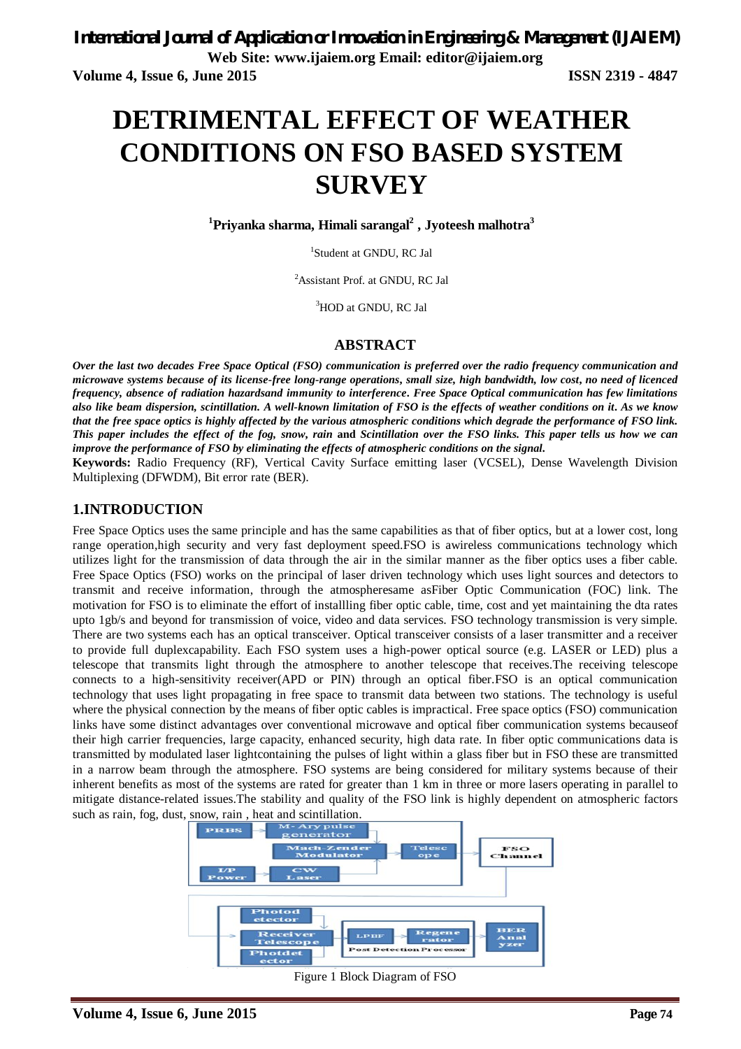# DETRIMENTAL EFFECT OF WEATHER CONDITIONS ON FSO BASED SYSTEM SURVEY

**[1]Priyanka sharma, Himali sarangal[2] , Jyoteesh malhotra[3]**

[1]Student at GNDU, RC Jal

[2]Assistant Prof. at GNDU, RC Jal

[3]HOD at GNDU, RC Jal

## ABSTRACT

***Over the last two decades Free Space Optical (FSO) communication is preferred over the radio frequency communication and microwave systems because of its license-free long-range operations, small size, high bandwidth, low cost, no need of licenced frequency, absence of radiation hazardsand immunity to interference. Free Space Optical communication has few limitations also like beam dispersion, scintillation. A well-known limitation of FSO is the effects of weather conditions on it. As we know that the free space optics is highly affected by the various atmospheric conditions which degrade the performance of FSO link. This paper includes the effect of the fog, snow, rain*** **and** ***Scintillation over the FSO links. This paper tells us how we can improve the performance of FSO by eliminating the effects of atmospheric conditions on the signal.***

**Keywords:** Radio Frequency (RF), Vertical Cavity Surface emitting laser (VCSEL), Dense Wavelength Division Multiplexing (DFWDM), Bit error rate (BER).

## 1.INTRODUCTION

Free Space Optics uses the same principle and has the same capabilities as that of fiber optics, but at a lower cost, long range operation,high security and very fast deployment speed.FSO is awireless communications technology which utilizes light for the transmission of data through the air in the similar manner as the fiber optics uses a fiber cable. Free Space Optics (FSO) works on the principal of laser driven technology which uses light sources and detectors to transmit and receive information, through the atmospheresame asFiber Optic Communication (FOC) link. The motivation for FSO is to eliminate the effort of installling fiber optic cable, time, cost and yet maintaining the dta rates upto 1gb/s and beyond for transmission of voice, video and data services. FSO technology transmission is very simple. There are two systems each has an optical transceiver. Optical transceiver consists of a laser transmitter and a receiver to provide full duplexcapability. Each FSO system uses a high-power optical source (e.g. LASER or LED) plus a telescope that transmits light through the atmosphere to another telescope that receives.The receiving telescope connects to a high-sensitivity receiver(APD or PIN) through an optical fiber.FSO is an optical communication technology that uses light propagating in free space to transmit data between two stations. The technology is useful where the physical connection by the means of fiber optic cables is impractical. Free space optics (FSO) communication links have some distinct advantages over conventional microwave and optical fiber communication systems becauseof their high carrier frequencies, large capacity, enhanced security, high data rate. In fiber optic communications data is transmitted by modulated laser lightcontaining the pulses of light within a glass fiber but in FSO these are transmitted in a narrow beam through the atmosphere. FSO systems are being considered for military systems because of their inherent benefits as most of the systems are rated for greater than 1 km in three or more lasers operating in parallel to mitigate distance-related issues.The stability and quality of the FSO link is highly dependent on atmospheric factors such as rain, fog, dust, snow, rain , heat and scintillation.

Figure 1 Block Diagram of FSO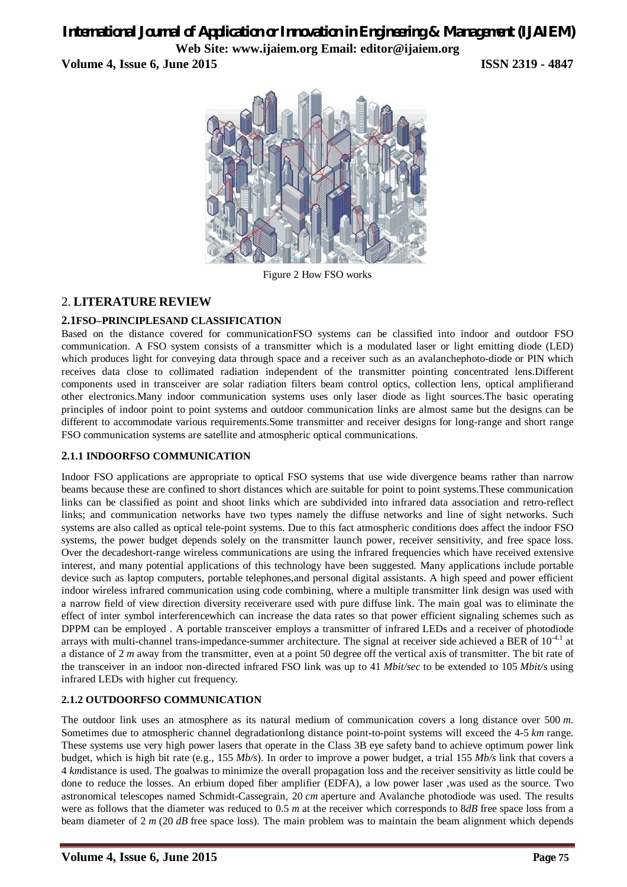Figure 2 How FSO works

## 2. LITERATURE REVIEW

### 2.1FSO–PRINCIPLESAND CLASSIFICATION

Based on the distance covered for communicationFSO systems can be classified into indoor and outdoor FSO communication. A FSO system consists of a transmitter which is a modulated laser or light emitting diode (LED) which produces light for conveying data through space and a receiver such as an avalanchephoto-diode or PIN which receives data close to collimated radiation independent of the transmitter pointing concentrated lens.Different components used in transceiver are solar radiation filters beam control optics, collection lens, optical amplifierand other electronics.Many indoor communication systems uses only laser diode as light sources.The basic operating principles of indoor point to point systems and outdoor communication links are almost same but the designs can be different to accommodate various requirements.Some transmitter and receiver designs for long-range and short range FSO communication systems are satellite and atmospheric optical communications.

### 2.1.1 INDOORFSO COMMUNICATION

Indoor FSO applications are appropriate to optical FSO systems that use wide divergence beams rather than narrow beams because these are confined to short distances which are suitable for point to point systems.These communication links can be classified as point and shoot links which are subdivided into infrared data association and retro-reflect links; and communication networks have two types namely the diffuse networks and line of sight networks. Such systems are also called as optical tele-point systems. Due to this fact atmospheric conditions does affect the indoor FSO systems, the power budget depends solely on the transmitter launch power, receiver sensitivity, and free space loss. Over the decadeshort-range wireless communications are using the infrared frequencies which have received extensive interest, and many potential applications of this technology have been suggested. Many applications include portable device such as laptop computers, portable telephones,and personal digital assistants. A high speed and power efficient indoor wireless infrared communication using code combining, where a multiple transmitter link design was used with a narrow field of view direction diversity receiverare used with pure diffuse link. The main goal was to eliminate the effect of inter symbol interferencewhich can increase the data rates so that power efficient signaling schemes such as DPPM can be employed . A portable transceiver employs a transmitter of infrared LEDs and a receiver of photodiode arrays with multi-channel trans-impedance-summer architecture. The signal at receiver side achieved a BER of $10^{-4.1}$ at a distance of 2 *m* away from the transmitter, even at a point 50 degree off the vertical axis of transmitter. The bit rate of the transceiver in an indoor non-directed infrared FSO link was up to 41 *Mbit/sec* to be extended to 105 *Mbit/s* using infrared LEDs with higher cut frequency.

### 2.1.2 OUTDOORFSO COMMUNICATION

The outdoor link uses an atmosphere as its natural medium of communication covers a long distance over 500 *m*. Sometimes due to atmospheric channel degradationlong distance point-to-point systems will exceed the 4-5 *km* range. These systems use very high power lasers that operate in the Class 3B eye safety band to achieve optimum power link budget, which is high bit rate (e.g., 155 *Mb/s*). In order to improve a power budget, a trial 155 *Mb/s* link that covers a 4 *km*distance is used. The goalwas to minimize the overall propagation loss and the receiver sensitivity as little could be done to reduce the losses. An erbium doped fiber amplifier (EDFA), a low power laser ,was used as the source. Two astronomical telescopes named Schmidt-Cassegrain, 20 *cm* aperture and Avalanche photodiode was used. The results were as follows that the diameter was reduced to 0.5 *m* at the receiver which corresponds to 8*dB* free space loss from a beam diameter of 2 *m* (20 *dB* free space loss). The main problem was to maintain the beam alignment which depends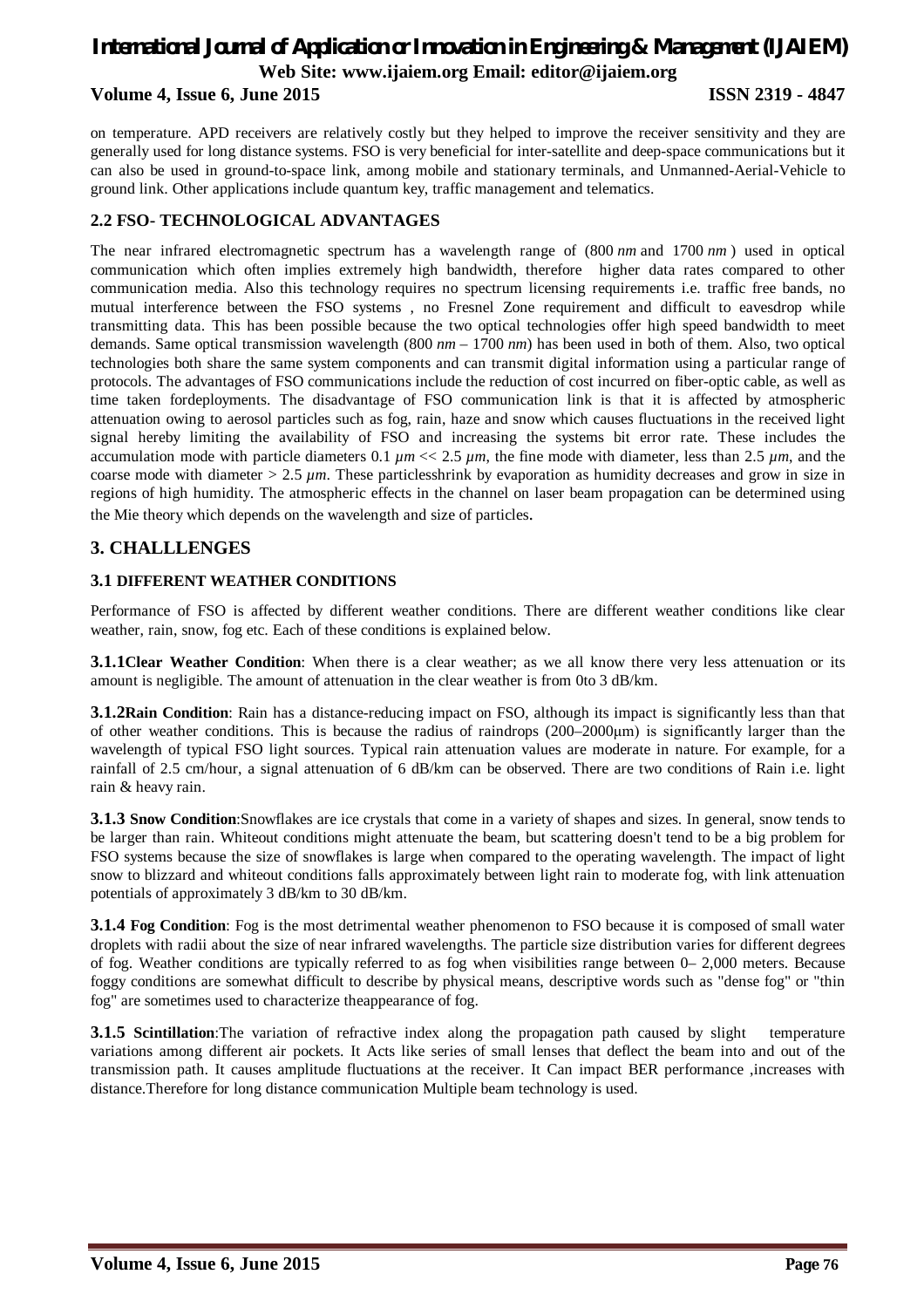on temperature. APD receivers are relatively costly but they helped to improve the receiver sensitivity and they are generally used for long distance systems. FSO is very beneficial for inter-satellite and deep-space communications but it can also be used in ground-to-space link, among mobile and stationary terminals, and Unmanned-Aerial-Vehicle to ground link. Other applications include quantum key, traffic management and telematics.

### 2.2 FSO- TECHNOLOGICAL ADVANTAGES

The near infrared electromagnetic spectrum has a wavelength range of (800 *nm* and 1700 *nm* ) used in optical communication which often implies extremely high bandwidth, therefore higher data rates compared to other communication media. Also this technology requires no spectrum licensing requirements i.e. traffic free bands, no mutual interference between the FSO systems , no Fresnel Zone requirement and difficult to eavesdrop while transmitting data. This has been possible because the two optical technologies offer high speed bandwidth to meet demands. Same optical transmission wavelength (800 *nm* – 1700 *nm*) has been used in both of them. Also, two optical technologies both share the same system components and can transmit digital information using a particular range of protocols. The advantages of FSO communications include the reduction of cost incurred on fiber-optic cable, as well as time taken fordeployments. The disadvantage of FSO communication link is that it is affected by atmospheric attenuation owing to aerosol particles such as fog, rain, haze and snow which causes fluctuations in the received light signal hereby limiting the availability of FSO and increasing the systems bit error rate. These includes the accumulation mode with particle diameters $0.1\ \mu m << 2.5\ \mu m$, the fine mode with diameter, less than $2.5\ \mu m$, and the coarse mode with diameter $> 2.5\ \mu m$. These particlesshrink by evaporation as humidity decreases and grow in size in regions of high humidity. The atmospheric effects in the channel on laser beam propagation can be determined using the Mie theory which depends on the wavelength and size of particles.

## 3. CHALLLENGES

### 3.1 DIFFERENT WEATHER CONDITIONS

Performance of FSO is affected by different weather conditions. There are different weather conditions like clear weather, rain, snow, fog etc. Each of these conditions is explained below.

**3.1.1Clear Weather Condition**: When there is a clear weather; as we all know there very less attenuation or its amount is negligible. The amount of attenuation in the clear weather is from 0to 3 dB/km.

**3.1.2Rain Condition**: Rain has a distance-reducing impact on FSO, although its impact is significantly less than that of other weather conditions. This is because the radius of raindrops (200–2000μm) is significantly larger than the wavelength of typical FSO light sources. Typical rain attenuation values are moderate in nature. For example, for a rainfall of 2.5 cm/hour, a signal attenuation of 6 dB/km can be observed. There are two conditions of Rain i.e. light rain & heavy rain.

**3.1.3 Snow Condition**:Snowflakes are ice crystals that come in a variety of shapes and sizes. In general, snow tends to be larger than rain. Whiteout conditions might attenuate the beam, but scattering doesn't tend to be a big problem for FSO systems because the size of snowflakes is large when compared to the operating wavelength. The impact of light snow to blizzard and whiteout conditions falls approximately between light rain to moderate fog, with link attenuation potentials of approximately 3 dB/km to 30 dB/km.

**3.1.4 Fog Condition**: Fog is the most detrimental weather phenomenon to FSO because it is composed of small water droplets with radii about the size of near infrared wavelengths. The particle size distribution varies for different degrees of fog. Weather conditions are typically referred to as fog when visibilities range between 0– 2,000 meters. Because foggy conditions are somewhat difficult to describe by physical means, descriptive words such as "dense fog" or "thin fog" are sometimes used to characterize theappearance of fog.

**3.1.5 Scintillation**:The variation of refractive index along the propagation path caused by slight temperature variations among different air pockets. It Acts like series of small lenses that deflect the beam into and out of the transmission path. It causes amplitude fluctuations at the receiver. It Can impact BER performance ,increases with distance.Therefore for long distance communication Multiple beam technology is used.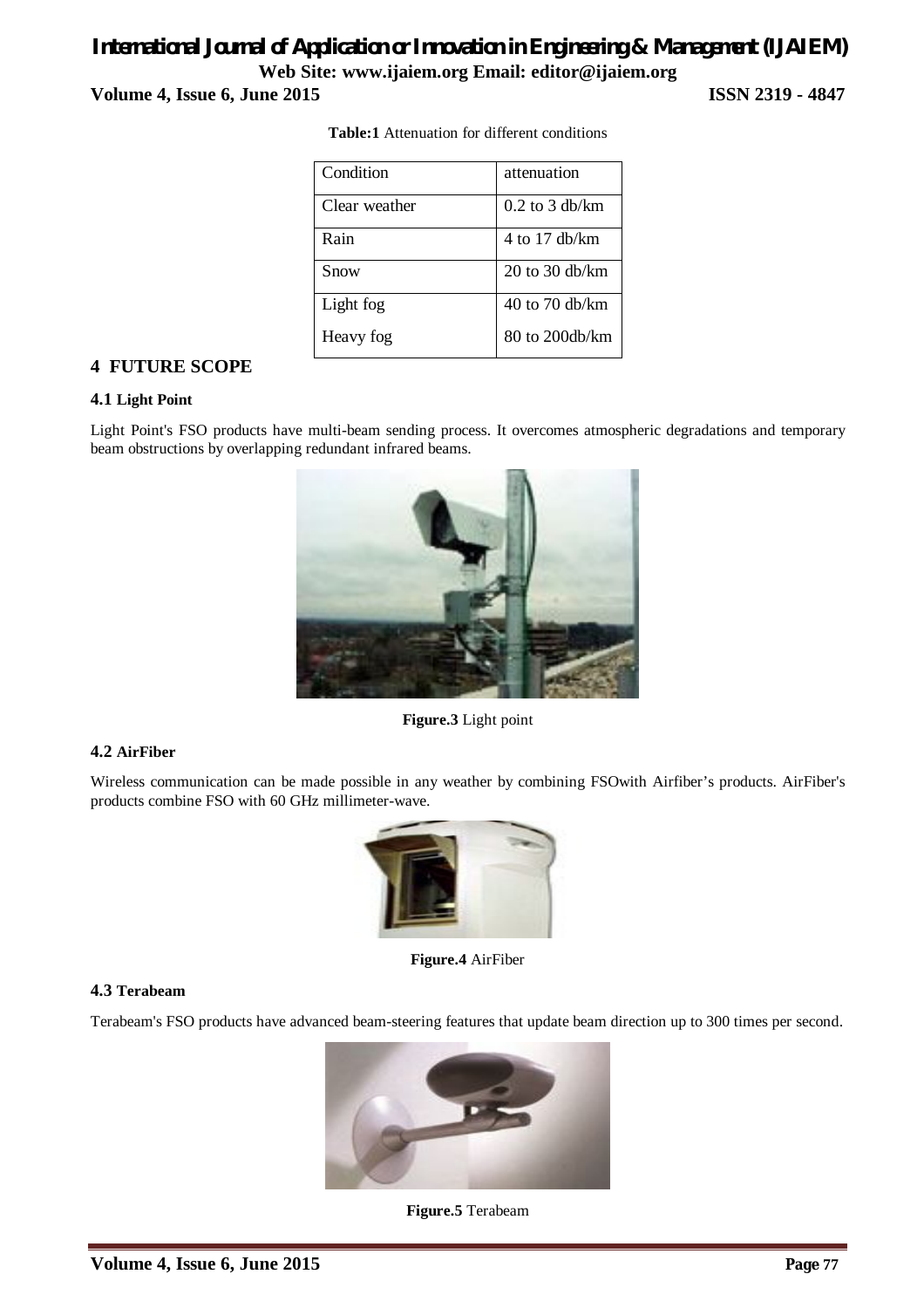**Table:1** Attenuation for different conditions

| Condition | attenuation |
|---|---|
| Clear weather | 0.2 to 3 db/km |
| Rain | 4 to 17 db/km |
| Snow | 20 to 30 db/km |
| Light fog | 40 to 70 db/km |
| Heavy fog | 80 to 200db/km |

## 4 FUTURE SCOPE

### 4.1 Light Point

Light Point's FSO products have multi-beam sending process. It overcomes atmospheric degradations and temporary beam obstructions by overlapping redundant infrared beams.

**Figure.3** Light point

### 4.2 AirFiber

Wireless communication can be made possible in any weather by combining FSOwith Airfiber's products. AirFiber's products combine FSO with 60 GHz millimeter-wave.

**Figure.4** AirFiber

### 4.3 Terabeam

Terabeam's FSO products have advanced beam-steering features that update beam direction up to 300 times per second.

**Figure.5** Terabeam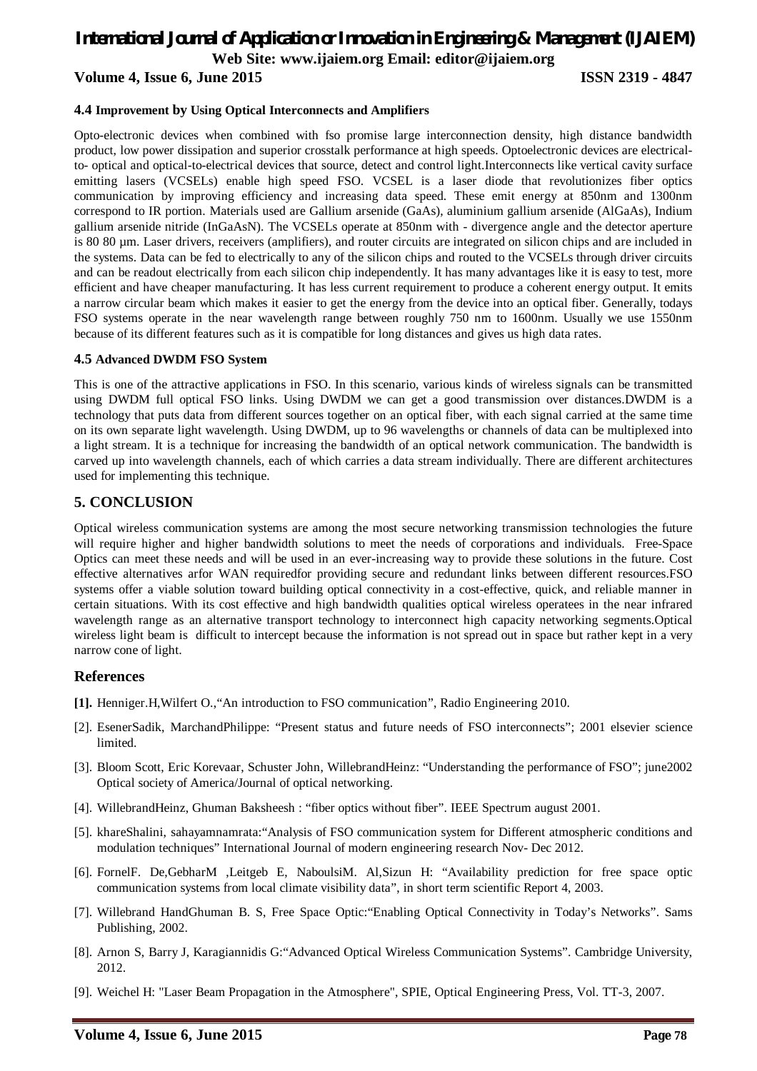### 4.4 Improvement by Using Optical Interconnects and Amplifiers

Opto-electronic devices when combined with fso promise large interconnection density, high distance bandwidth product, low power dissipation and superior crosstalk performance at high speeds. Optoelectronic devices are electrical-to- optical and optical-to-electrical devices that source, detect and control light.Interconnects like vertical cavity surface emitting lasers (VCSELs) enable high speed FSO. VCSEL is a laser diode that revolutionizes fiber optics communication by improving efficiency and increasing data speed. These emit energy at 850nm and 1300nm correspond to IR portion. Materials used are Gallium arsenide (GaAs), aluminium gallium arsenide (AlGaAs), Indium gallium arsenide nitride (InGaAsN). The VCSELs operate at 850nm with - divergence angle and the detector aperture is 80 80 µm. Laser drivers, receivers (amplifiers), and router circuits are integrated on silicon chips and are included in the systems. Data can be fed to electrically to any of the silicon chips and routed to the VCSELs through driver circuits and can be readout electrically from each silicon chip independently. It has many advantages like it is easy to test, more efficient and have cheaper manufacturing. It has less current requirement to produce a coherent energy output. It emits a narrow circular beam which makes it easier to get the energy from the device into an optical fiber. Generally, todays FSO systems operate in the near wavelength range between roughly 750 nm to 1600nm. Usually we use 1550nm because of its different features such as it is compatible for long distances and gives us high data rates.

### 4.5 Advanced DWDM FSO System

This is one of the attractive applications in FSO. In this scenario, various kinds of wireless signals can be transmitted using DWDM full optical FSO links. Using DWDM we can get a good transmission over distances.DWDM is a technology that puts data from different sources together on an optical fiber, with each signal carried at the same time on its own separate light wavelength. Using DWDM, up to 96 wavelengths or channels of data can be multiplexed into a light stream. It is a technique for increasing the bandwidth of an optical network communication. The bandwidth is carved up into wavelength channels, each of which carries a data stream individually. There are different architectures used for implementing this technique.

## 5. CONCLUSION

Optical wireless communication systems are among the most secure networking transmission technologies the future will require higher and higher bandwidth solutions to meet the needs of corporations and individuals. Free-Space Optics can meet these needs and will be used in an ever-increasing way to provide these solutions in the future. Cost effective alternatives arfor WAN requiredfor providing secure and redundant links between different resources.FSO systems offer a viable solution toward building optical connectivity in a cost-effective, quick, and reliable manner in certain situations. With its cost effective and high bandwidth qualities optical wireless operatees in the near infrared wavelength range as an alternative transport technology to interconnect high capacity networking segments.Optical wireless light beam is difficult to intercept because the information is not spread out in space but rather kept in a very narrow cone of light.

## References

**[1].** Henniger.H,Wilfert O.,"An introduction to FSO communication", Radio Engineering 2010.

[2]. EsenerSadik, MarchandPhilippe: "Present status and future needs of FSO interconnects"; 2001 elsevier science limited.

[3]. Bloom Scott, Eric Korevaar, Schuster John, WillebrandHeinz: "Understanding the performance of FSO"; june2002 Optical society of America/Journal of optical networking.

[4]. WillebrandHeinz, Ghuman Baksheesh : "fiber optics without fiber". IEEE Spectrum august 2001.

[5]. khareShalini, sahayamnamrata:"Analysis of FSO communication system for Different atmospheric conditions and modulation techniques" International Journal of modern engineering research Nov- Dec 2012.

[6]. FornelF. De,GebharM ,Leitgeb E, NaboulsiM. Al,Sizun H: "Availability prediction for free space optic communication systems from local climate visibility data", in short term scientific Report 4, 2003.

[7]. Willebrand HandGhuman B. S, Free Space Optic:"Enabling Optical Connectivity in Today's Networks". Sams Publishing, 2002.

[8]. Arnon S, Barry J, Karagiannidis G:"Advanced Optical Wireless Communication Systems". Cambridge University, 2012.

[9]. Weichel H: "Laser Beam Propagation in the Atmosphere", SPIE, Optical Engineering Press, Vol. TT-3, 2007.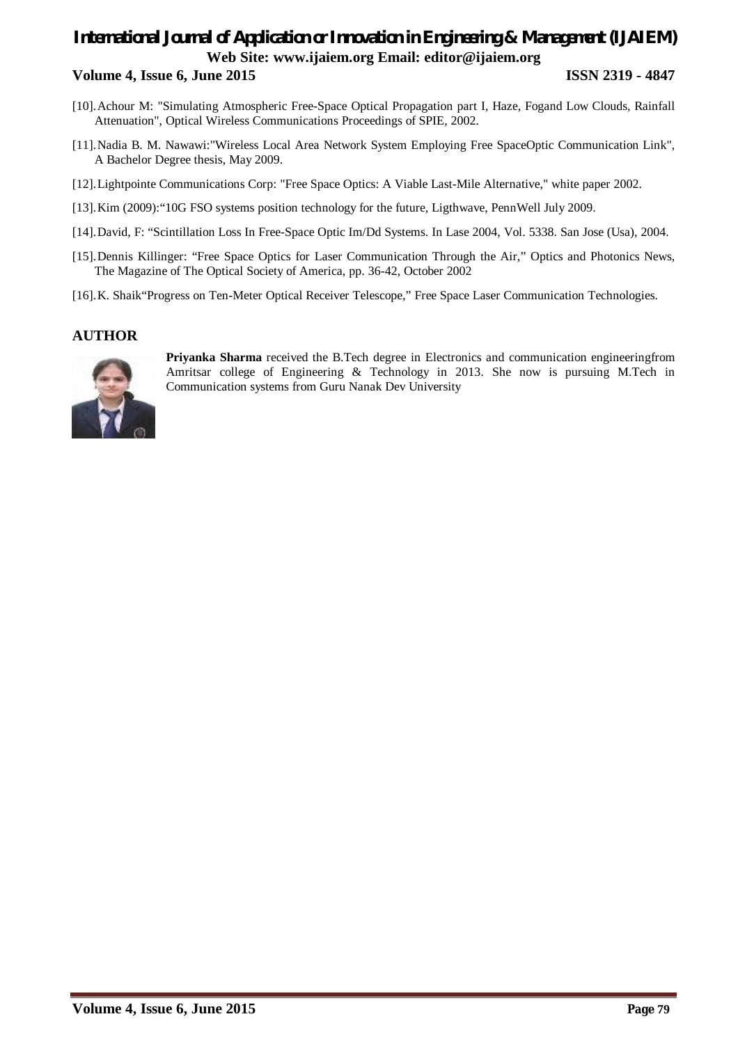[10]. Achour M: "Simulating Atmospheric Free-Space Optical Propagation part I, Haze, Fogand Low Clouds, Rainfall Attenuation", Optical Wireless Communications Proceedings of SPIE, 2002.

[11]. Nadia B. M. Nawawi:"Wireless Local Area Network System Employing Free SpaceOptic Communication Link", A Bachelor Degree thesis, May 2009.

[12]. Lightpointe Communications Corp: "Free Space Optics: A Viable Last-Mile Alternative," white paper 2002.

[13]. Kim (2009):"10G FSO systems position technology for the future, Ligthwave, PennWell July 2009.

[14]. David, F: "Scintillation Loss In Free-Space Optic Im/Dd Systems. In Lase 2004, Vol. 5338. San Jose (Usa), 2004.

[15]. Dennis Killinger: "Free Space Optics for Laser Communication Through the Air," Optics and Photonics News, The Magazine of The Optical Society of America, pp. 36-42, October 2002

[16]. K. Shaik"Progress on Ten-Meter Optical Receiver Telescope," Free Space Laser Communication Technologies.

## AUTHOR

**Priyanka Sharma** received the B.Tech degree in Electronics and communication engineeringfrom Amritsar college of Engineering & Technology in 2013. She now is pursuing M.Tech in Communication systems from Guru Nanak Dev University